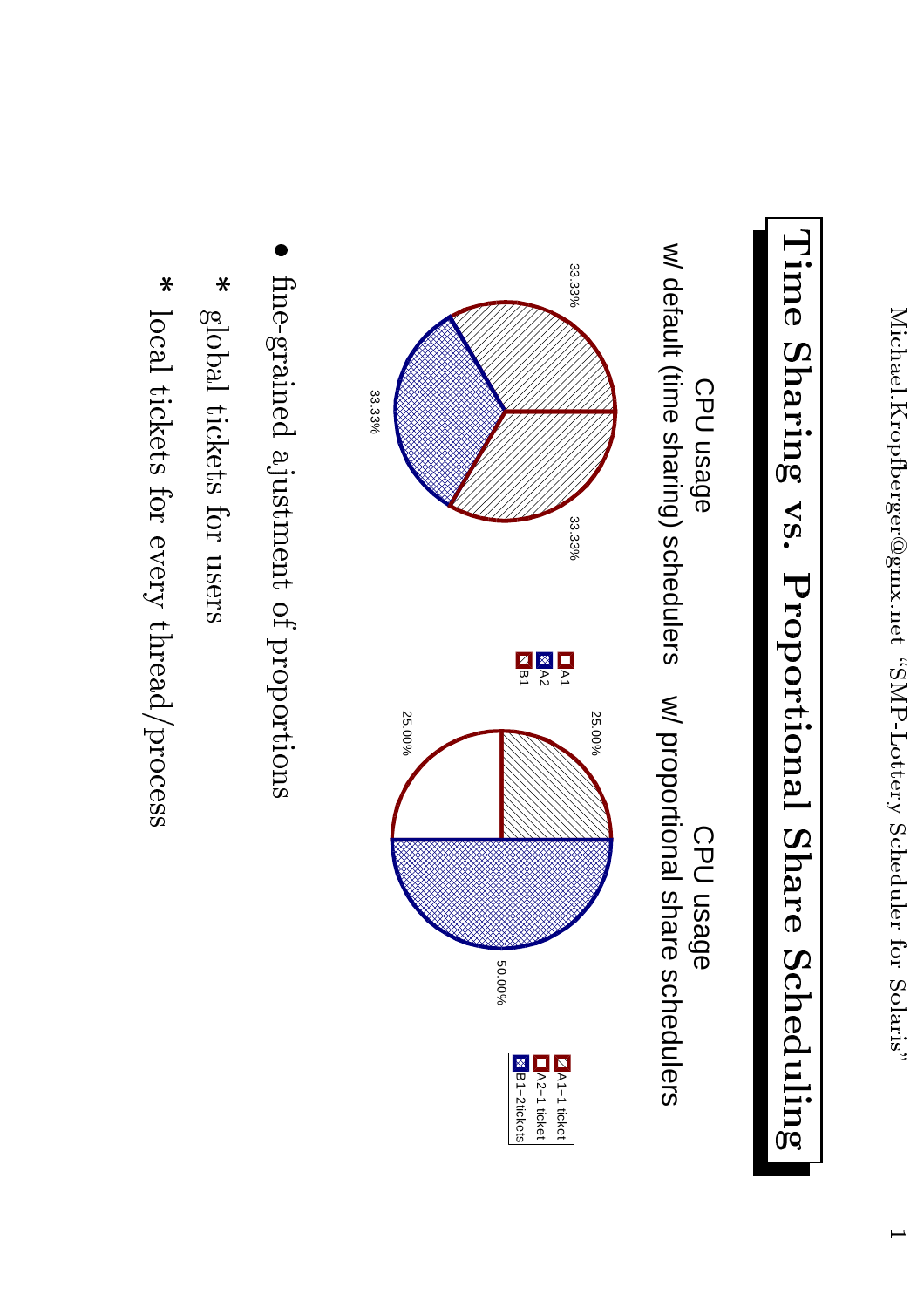# Time Sharing vs. Proportional Share Scheduling

CPU usage
w/ default (time sharing) schedulers

33.33% 33.33% 33.33%

A1
A2
B1

CPU usage
w/ proportional share schedulers

25.00% 25.00% 50.00%

A1–1 ticket
A2–1 ticket
B1–2tickets

- fine-grained ajustment of proportions
  - global tickets for users
  - local tickets for every thread/process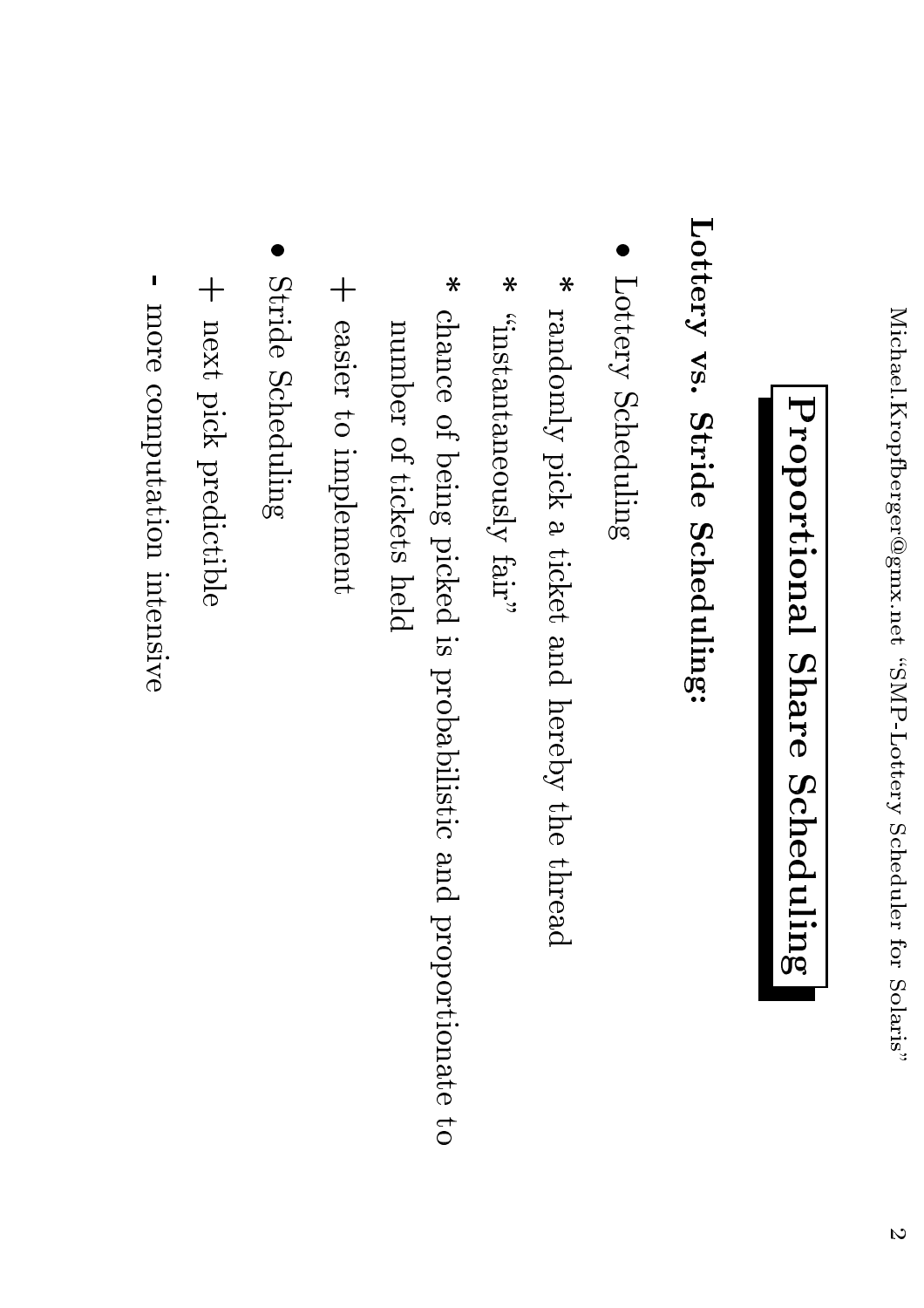# Proportional Share Scheduling

**Lottery vs. Stride Scheduling:**

- Lottery Scheduling
  - \* randomly pick a ticket and hereby the thread
  - \* "instantaneously fair"
  - \* chance of being picked is probabilistic and proportionate to number of tickets held
  - \+ easier to implement
- Stride Scheduling
  - \+ next pick predictible
  - \- more computation intensive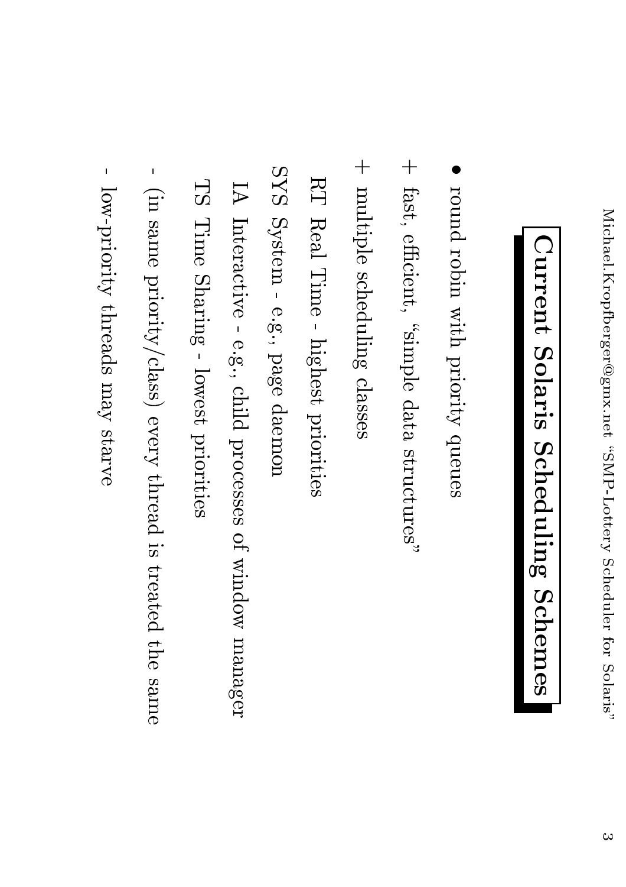# Current Solaris Scheduling Schemes

- round robin with priority queues
- \+ fast, efficient, "simple data structures"
- \+ multiple scheduling classes

RT Real Time - highest priorities

SYS System - e.g., page dæmon

IA Interactive - e.g., child processes of window manager

TS Time Sharing - lowest priorities

- \- (in same priority/class) every thread is treated the same
- \- low-priority threads may starve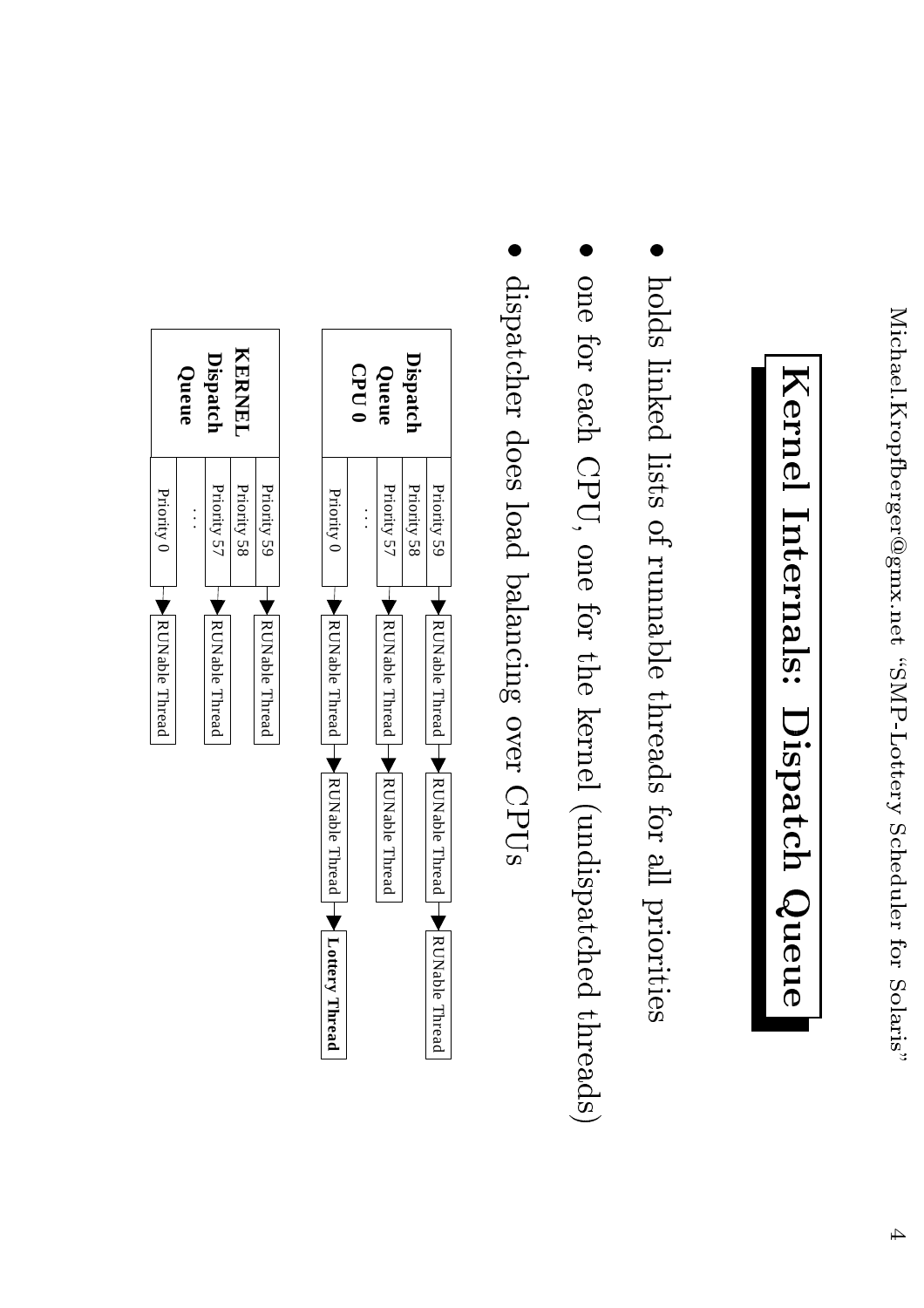# Kernel Internals: Dispatch Queue

- holds linked lists of runnable threads for all priorities
- one for each CPU, one for the kernel (undispatched threads)
- dispatcher does load balancing over CPUs

**Dispatch Queue CPU 0**

- Priority 59 → RUNable Thread → RUNable Thread → RUNable Thread
- Priority 58
- Priority 57 → RUNable Thread → RUNable Thread
- . . .
- Priority 0 → RUNable Thread → RUNable Thread → **Lottery Thread**

**KERNEL Dispatch Queue**

- Priority 59 → RUNable Thread
- Priority 58
- Priority 57 → RUNable Thread
- . . .
- Priority 0 → RUNable Thread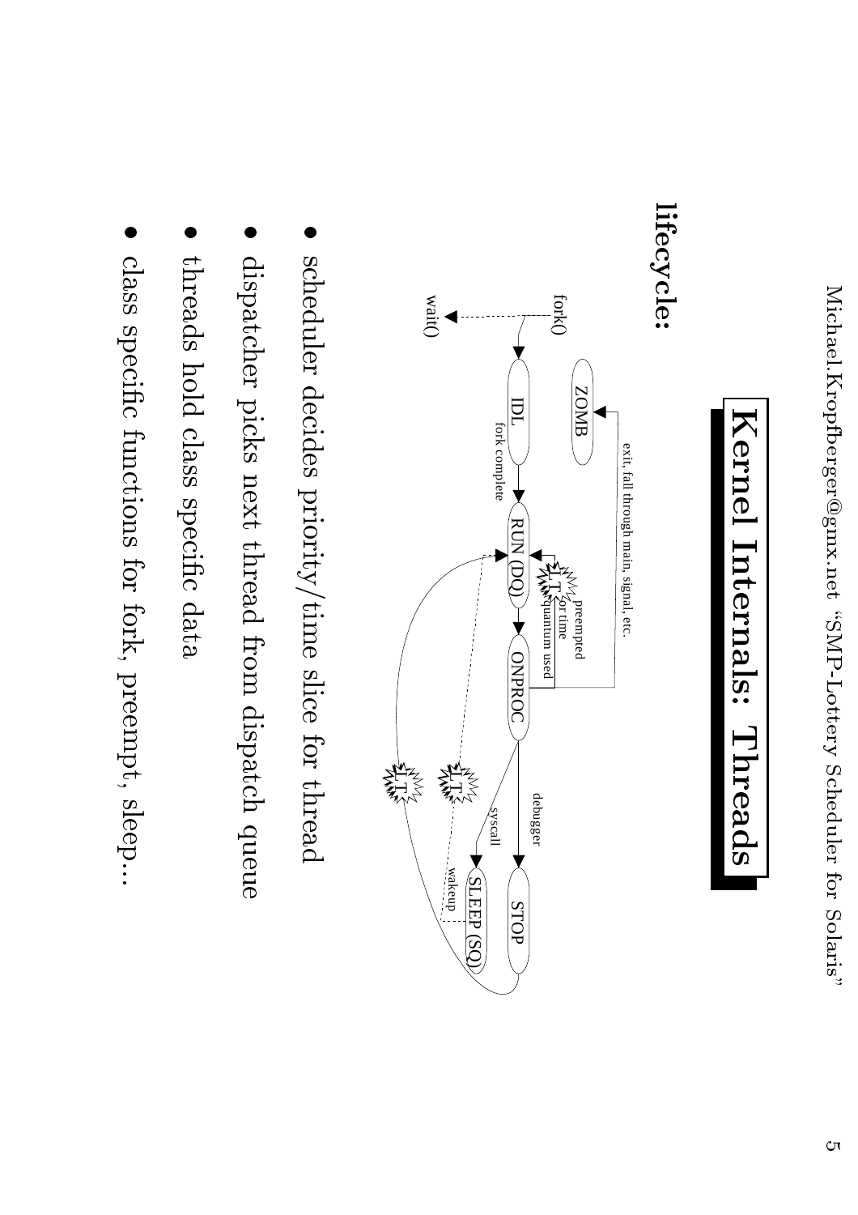# Kernel Internals: Threads

**lifecycle:**

fork()

wait()

ZOMB

IDL

fork complete

RUN (DQ)

ONPROC

STOP

SLEEP (SQ)

exit, fall through main, signal, etc.

preempted for time quantum used

debugger

syscall

wakeup

LT

LT

LT

- scheduler decides priority/time slice for thread
- dispatcher picks next thread from dispatch queue
- threads hold class specific data
- class specific functions for fork, preempt, sleep...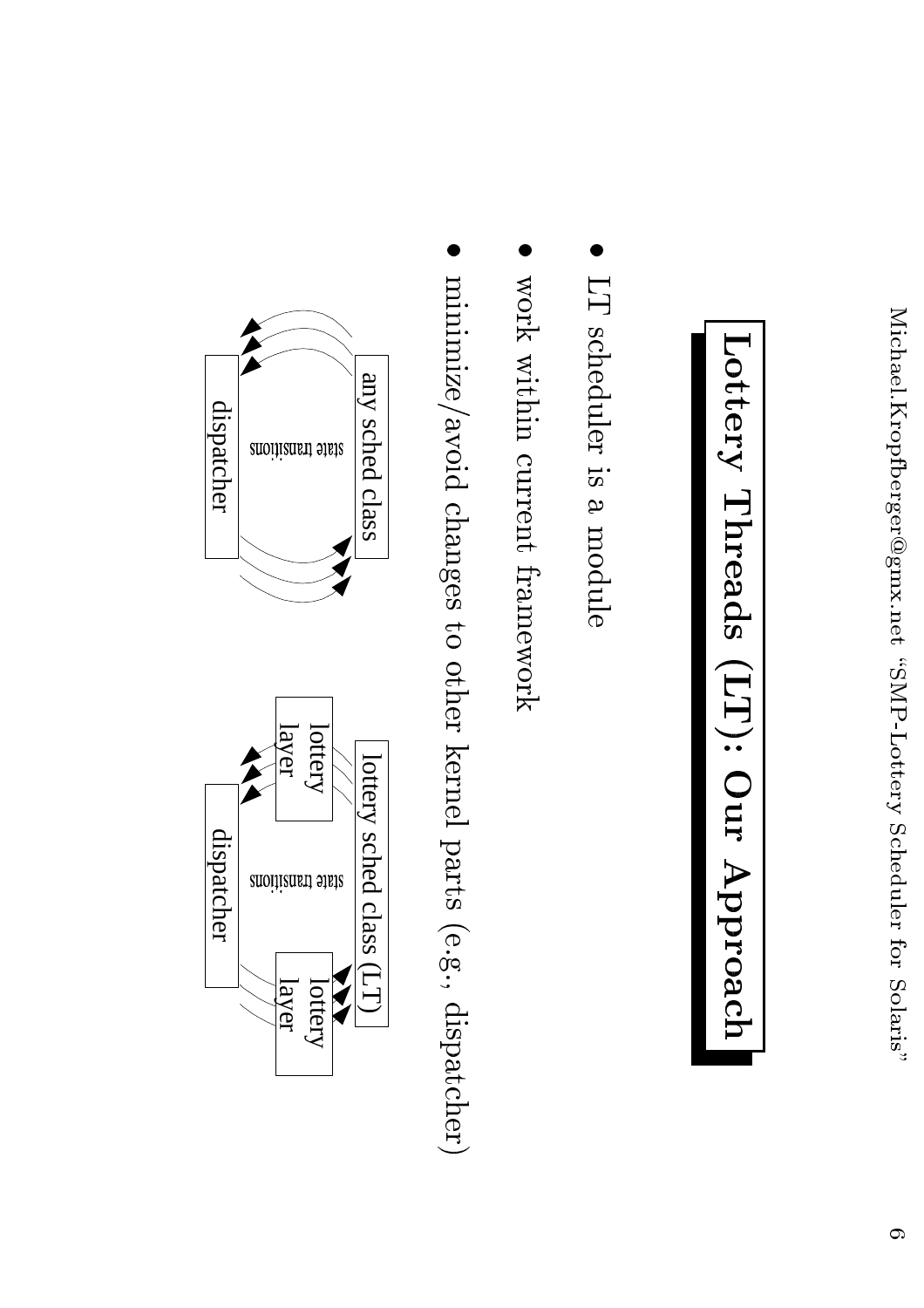# Lottery Threads (LT): Our Approach

- LT scheduler is a module
- work within current framework
- minimize/avoid changes to other kernel parts (e.g., dispatcher)

any sched class

state transitions

dispatcher

lottery sched class (LT)

lottery layer

state transitions

lottery layer

dispatcher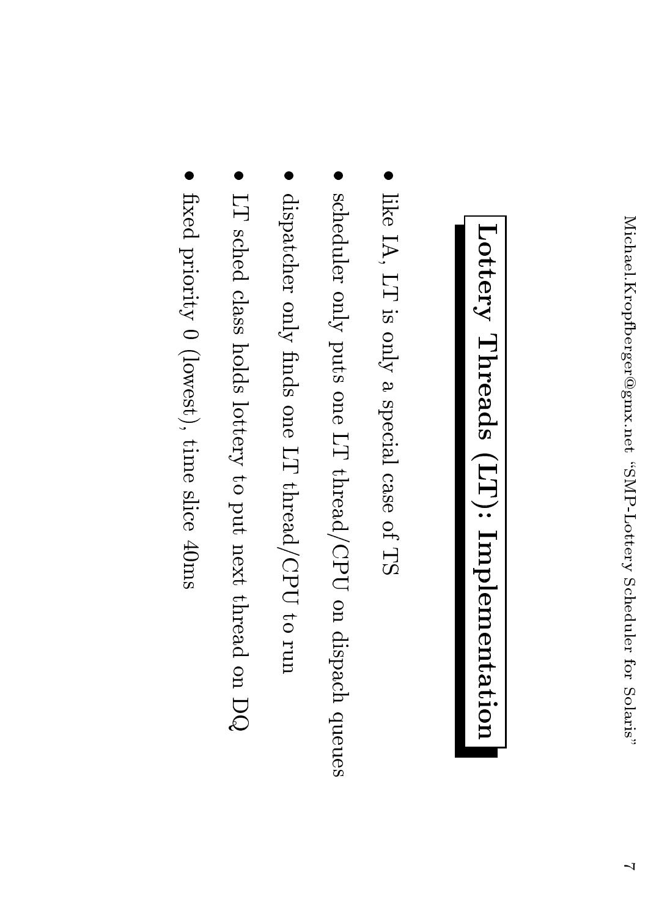# Lottery Threads (LT): Implementation

- like IA, LT is only a special case of TS
- scheduler only puts one LT thread/CPU on dispach queues
- dispatcher only finds one LT thread/CPU to run
- LT sched class holds lottery to put next thread on DQ
- fixed priority 0 (lowest), time slice 40ms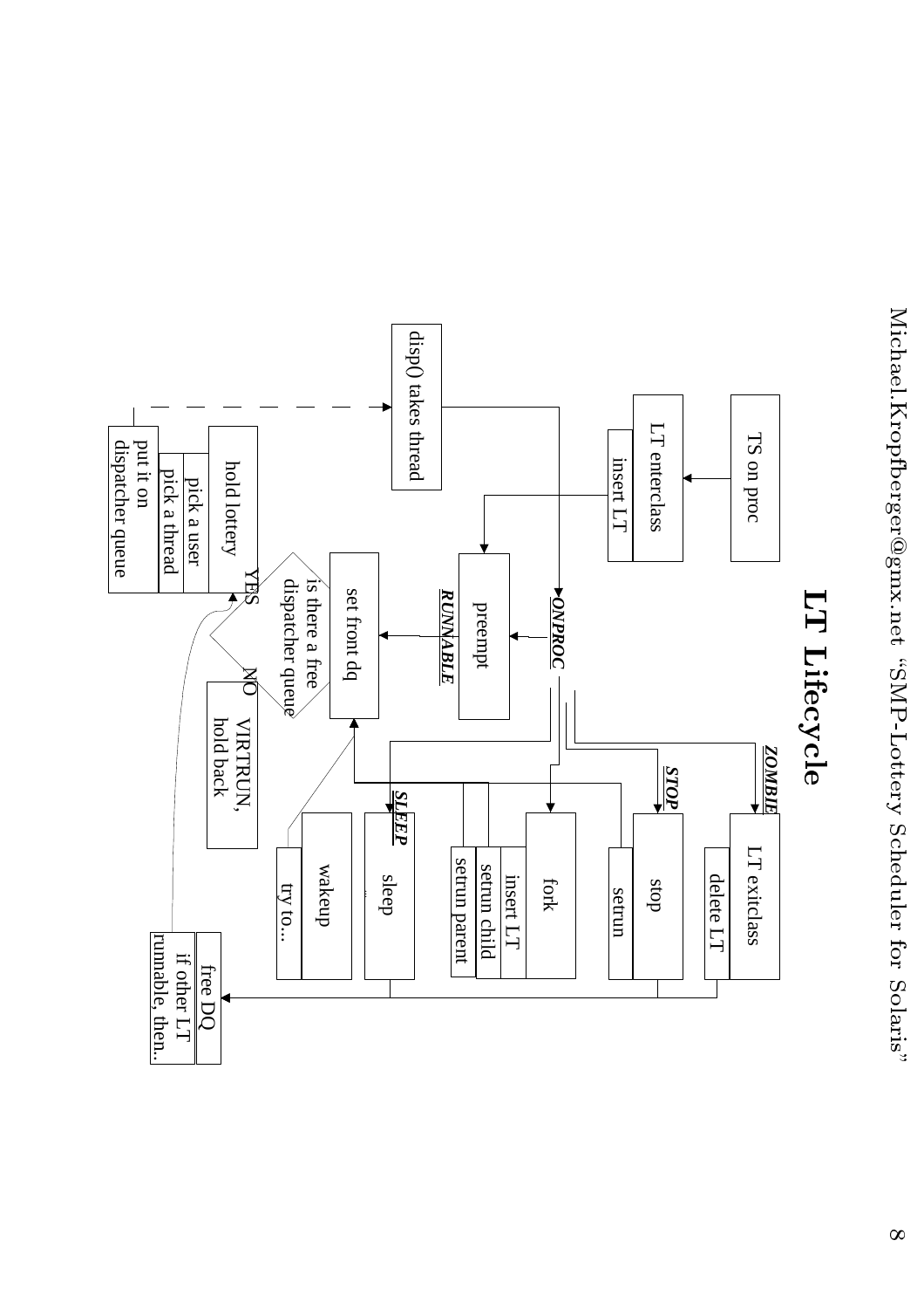# LT Lifecycle

TS on proc

LT enterclass

insert LT

disp() takes thread

ONPROC

preempt

RUNNABLE

set front dq

is there a free dispatcher queue

YES

NO

VIRTRUN, hold back

hold lottery

pick a user

pick a thread

put it on dispatcher queue

ZOMBIE

LT exitclass

delete LT

STOP

stop

setrun

fork

insert LT

setrun child

setrun parent

SLEEP

sleep

wakeup

try to...

free DQ

if other LT runnable, then..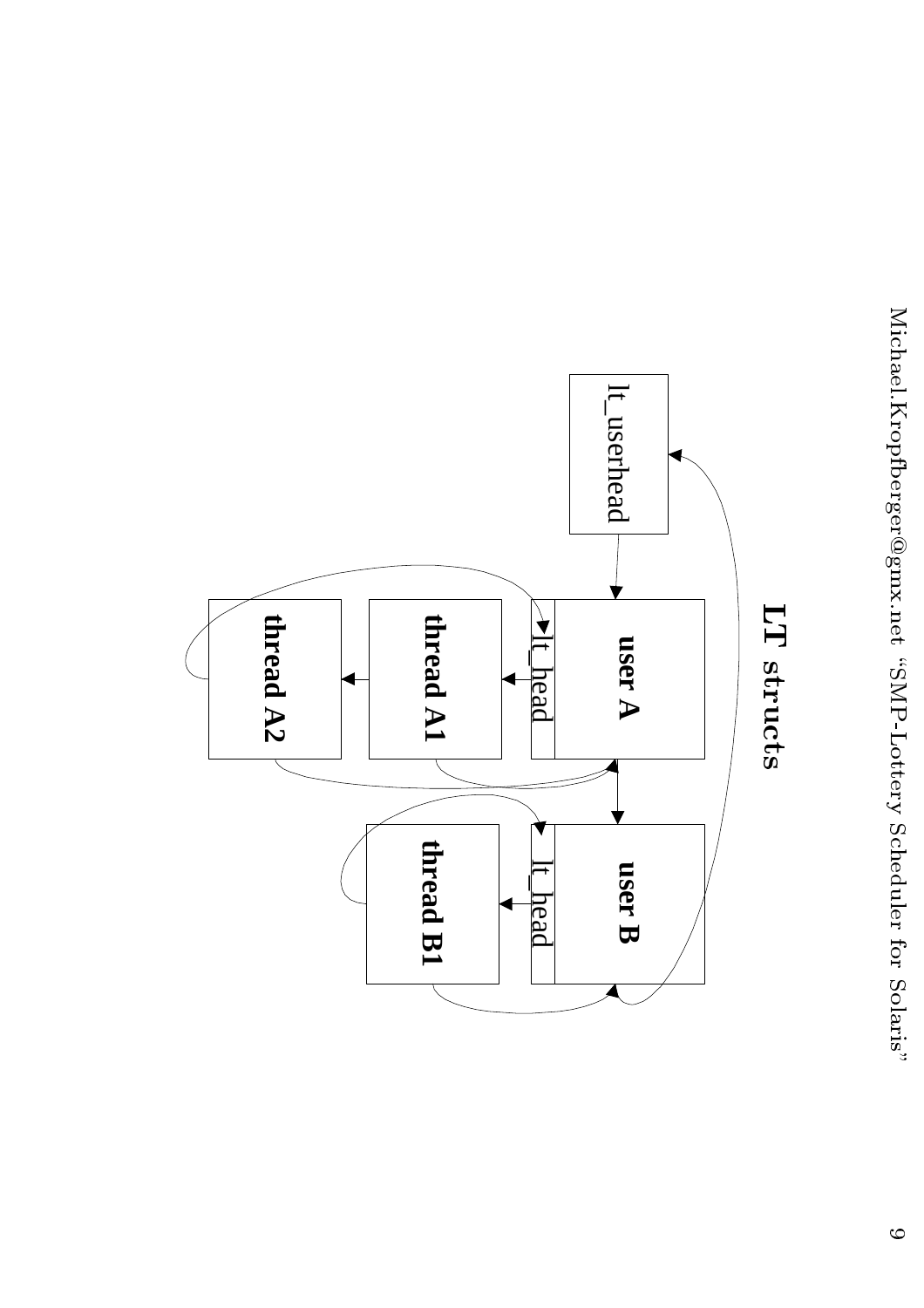## LT structs

lt_userhead

user A

lt_head

thread A1

thread A2

user B

lt_head

thread B1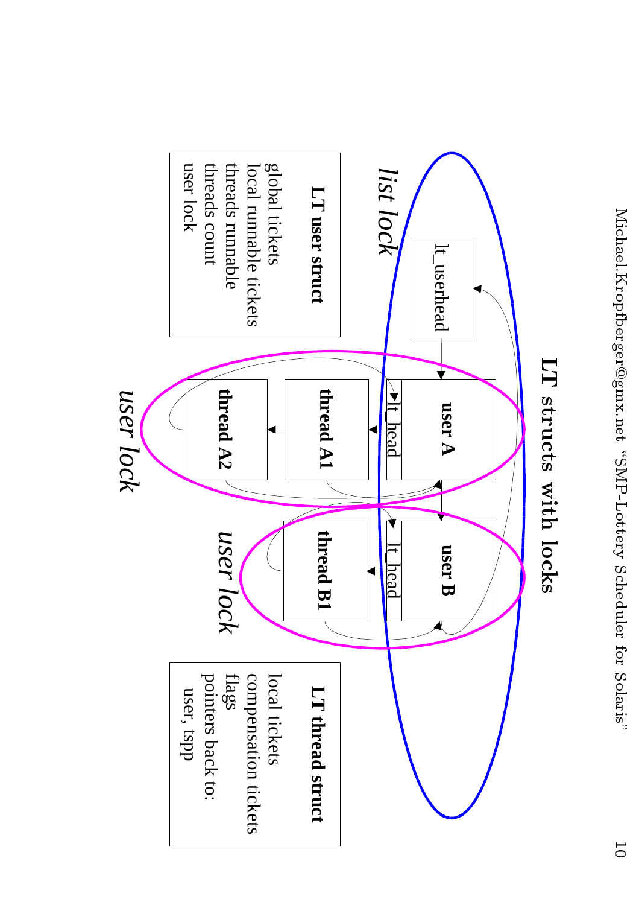# LT structs with locks

lt_userhead

**user A** | lt_head

**thread A1**

**thread A2**

**user B** | lt_head

**thread B1**

*list lock*

*user lock*

*user lock*

**LT user struct**

- global tickets
- local runnable tickets
- threads runnable
- threads count
- user lock

**LT thread struct**

- local tickets
- compensation tickets
- flags
- pointers back to:
  - user, tspp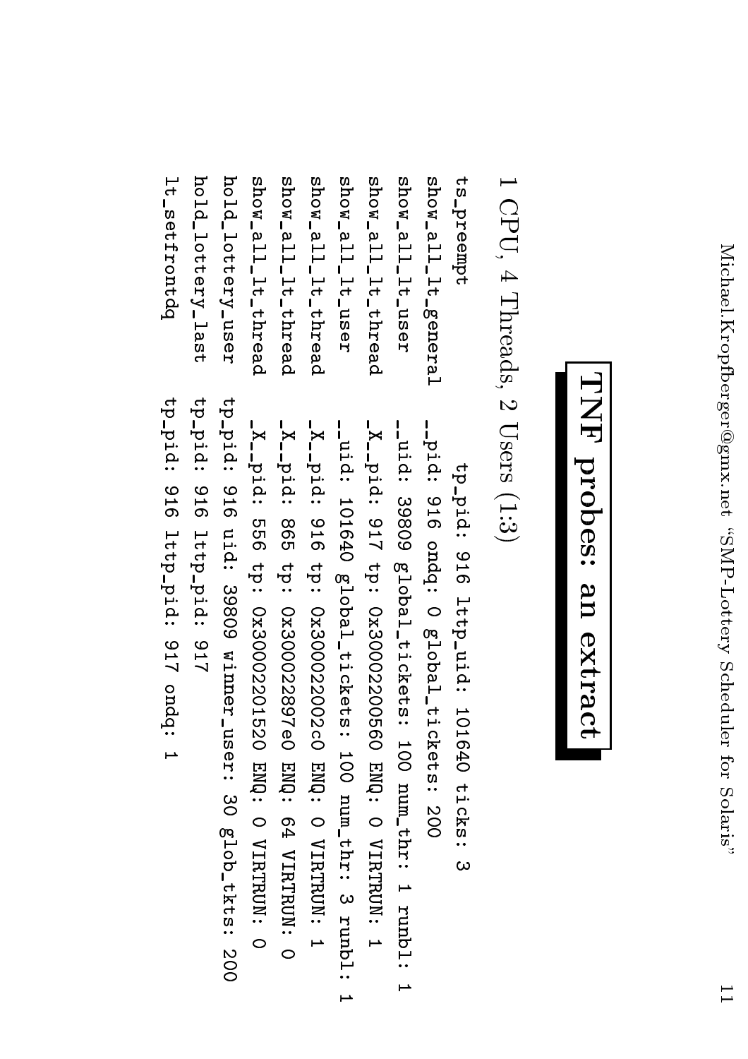# TNF probes: an extract

1 CPU, 4 Threads, 2 Users (1:3)

```
ts_preempt              tp_pid: 916 lttp_uid: 101640 ticks: 3
show_all_lt_general  __pid: 916 ondq: 0 global_tickets: 200
show_all_lt_user     __uid: 39809 global_tickets: 100 num_thr: 1 runbl: 1
show_all_lt_thread   _X__pid: 917 tp: 0x3000220560 ENQ: 0 VIRTRUN: 1
show_all_lt_user     __uid: 101640 global_tickets: 100 num_thr: 3 runbl: 1
show_all_lt_thread   _X__pid: 916 tp: 0x30002200c0 ENQ: 0 VIRTRUN: 1
show_all_lt_thread   _X__pid: 865 tp: 0x30002897e0 ENQ: 64 VIRTRUN: 0
show_all_lt_thread   _X__pid: 556 tp: 0x3000201520 ENQ: 0 VIRTRUN: 0
hold_lottery_user    tp-pid: 916 uid: 39809 winner_user: 30 glob_tkts: 200
hold_lottery_last    tp-pid: 916 lttp-pid: 917
lt_setfrontdq        tp-pid: 916 lttp-pid: 917 ondq: 1
```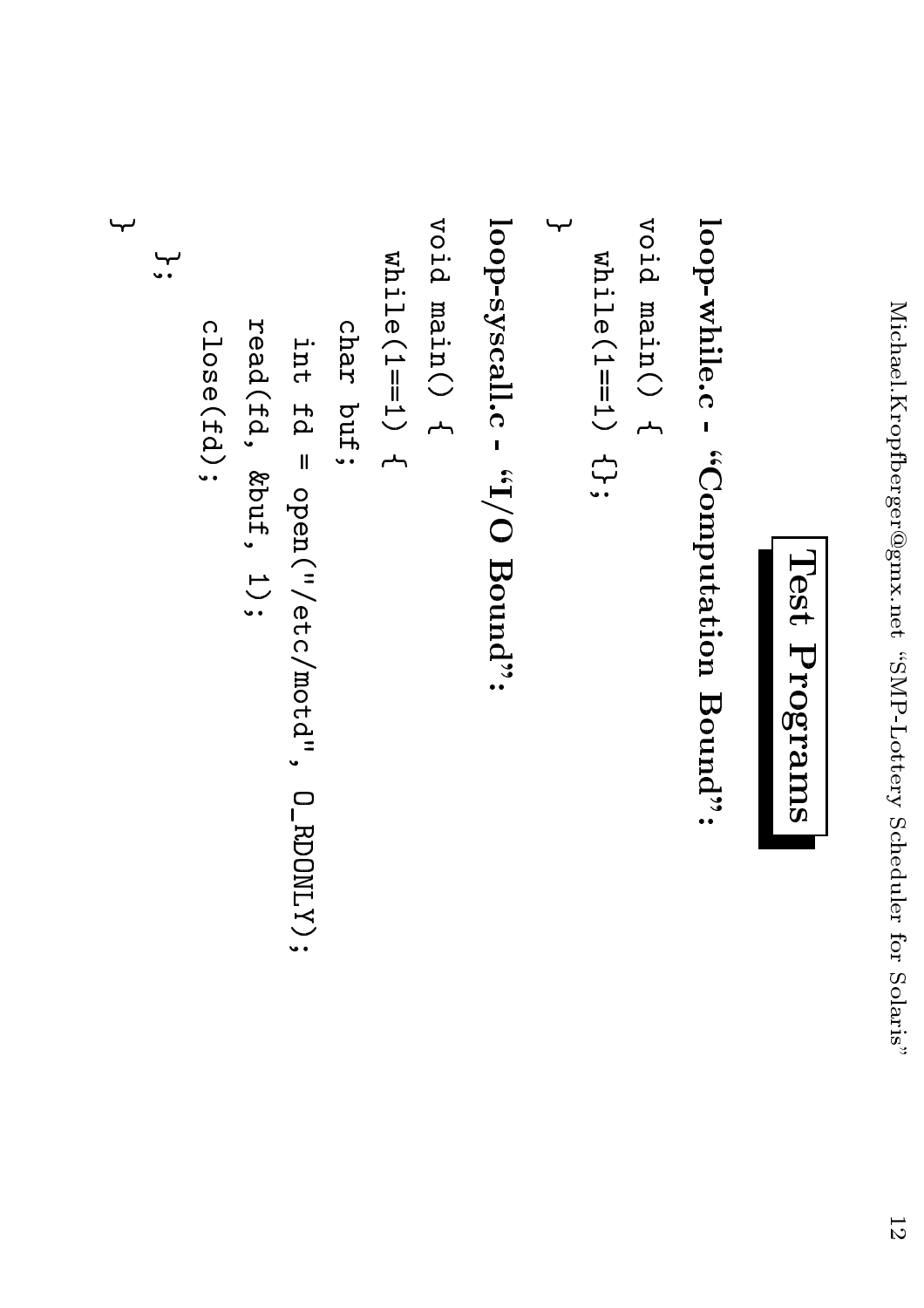# Test Programs

**loop-while.c - "Computation Bound":**

```
void main() {
  while(1==1) {};
}
```

**loop-syscall.c - "I/O Bound":**

```
void main() {
  while(1==1) {
    char buf;
      int fd = open("/etc/motd", O_RDONLY);
    read(fd, &buf, 1);
      close(fd);
  };
}
```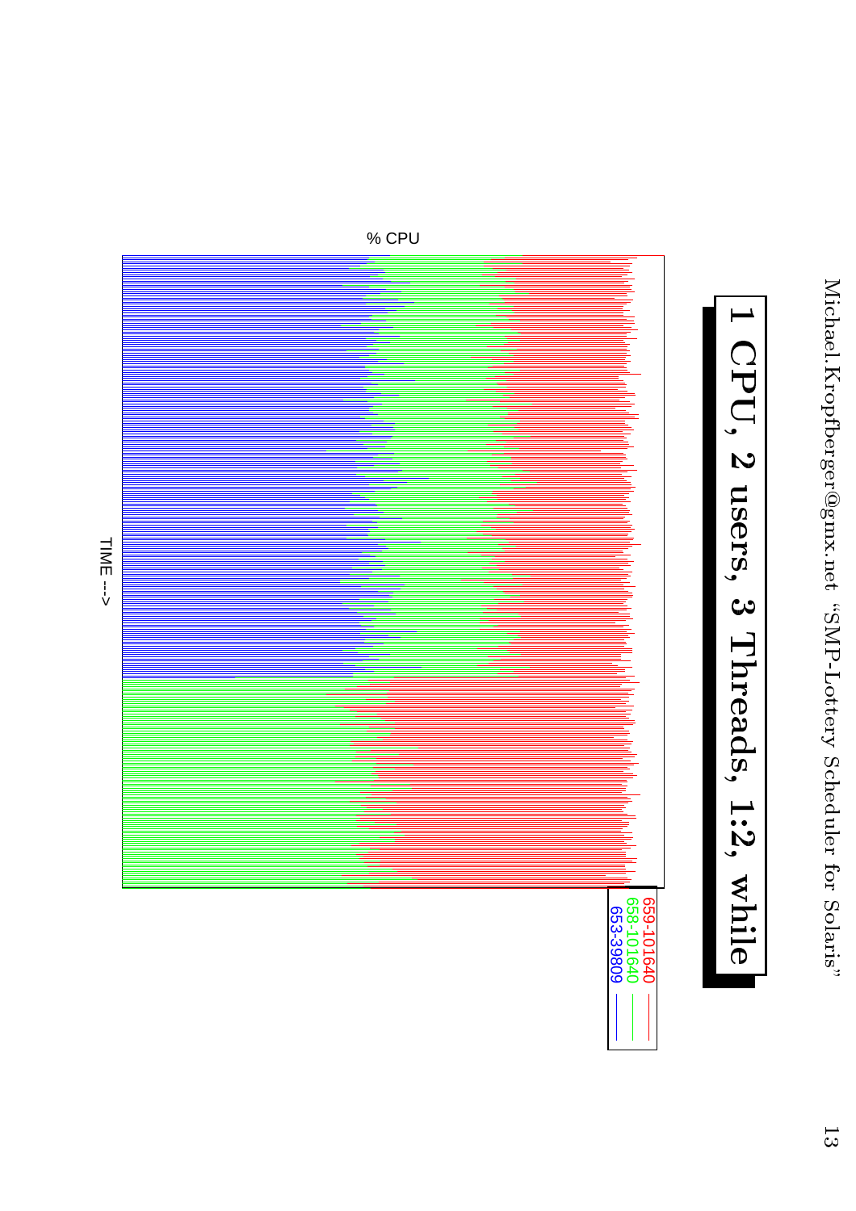# 1 CPU, 2 users, 3 Threads, 1:2, while

% CPU

TIME --->

659-101640
658-101640
653-39809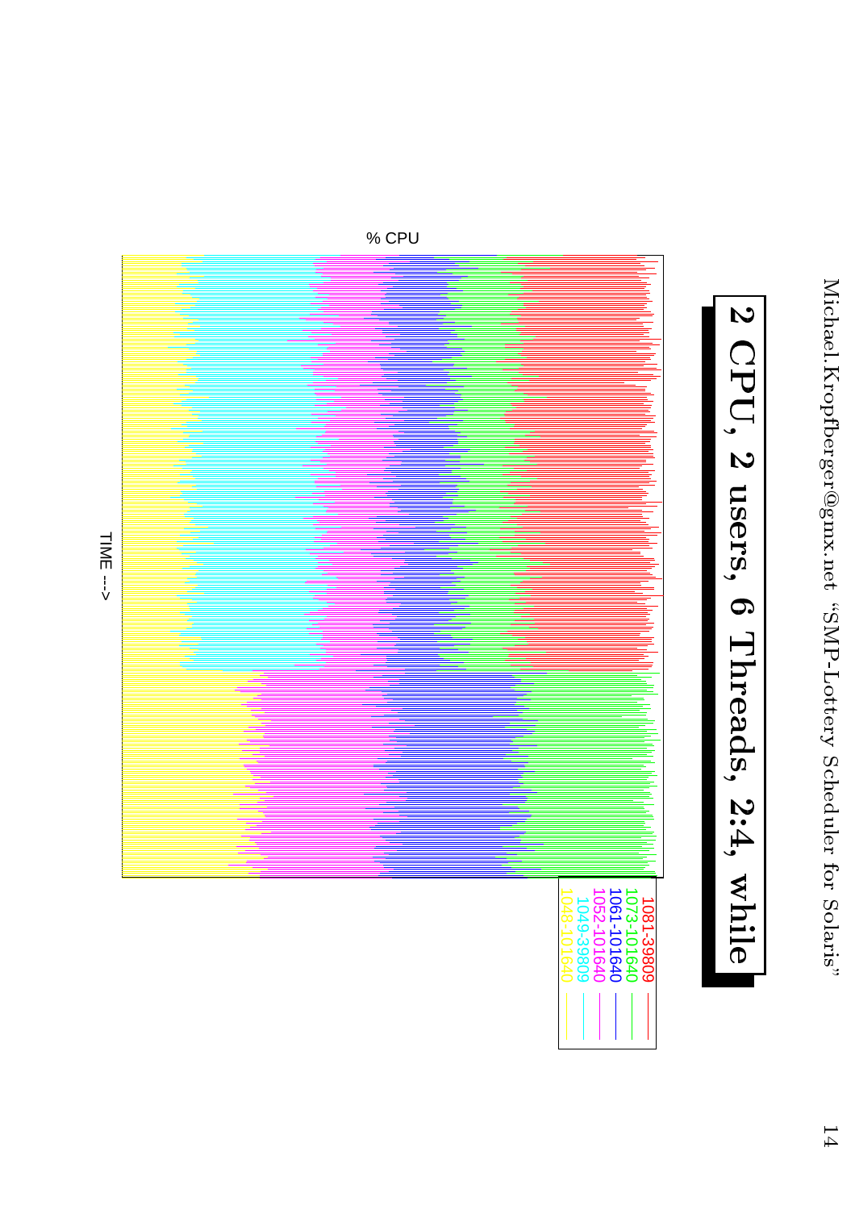# 2 CPU, 2 users, 6 Threads, 2:4, while

% CPU

TIME --->

1081-39809
1073-101640
1061-101640
1052-101640
1049-39809
1048-101640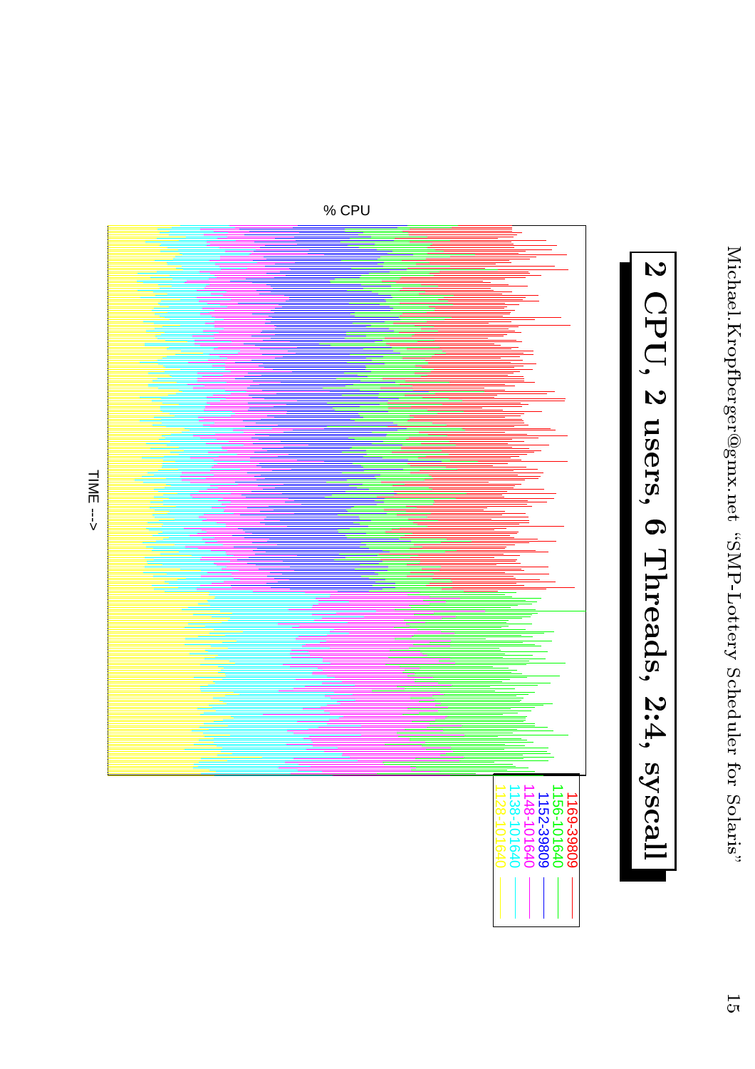# 2 CPU, 2 users, 6 Threads, 2:4, syscall

% CPU

TIME --->

1169-39809
1156-101640
1152-39809
1148-101640
1138-101640
1128-101640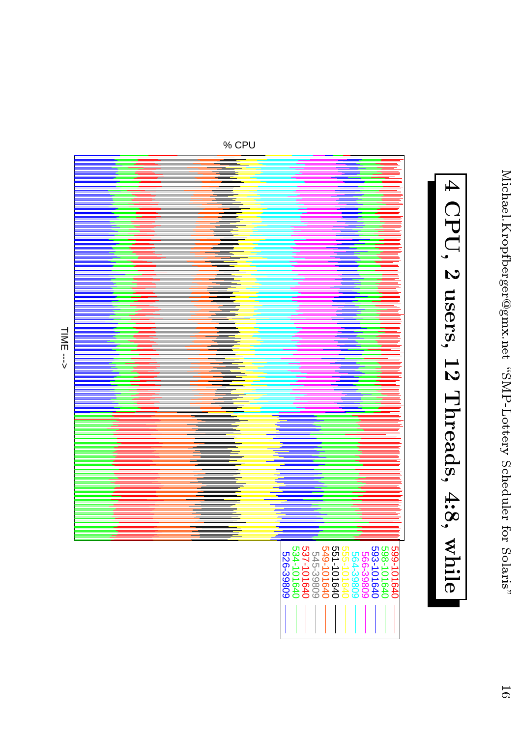# 4 CPU, 2 users, 12 Threads, 4:8, while

% CPU

TIME -->

599-101640
598-101640
593-101640
566-39809
564-39809
555-101640
551-101640
549-101640
545-39809
537-101640
534-101640
526-39809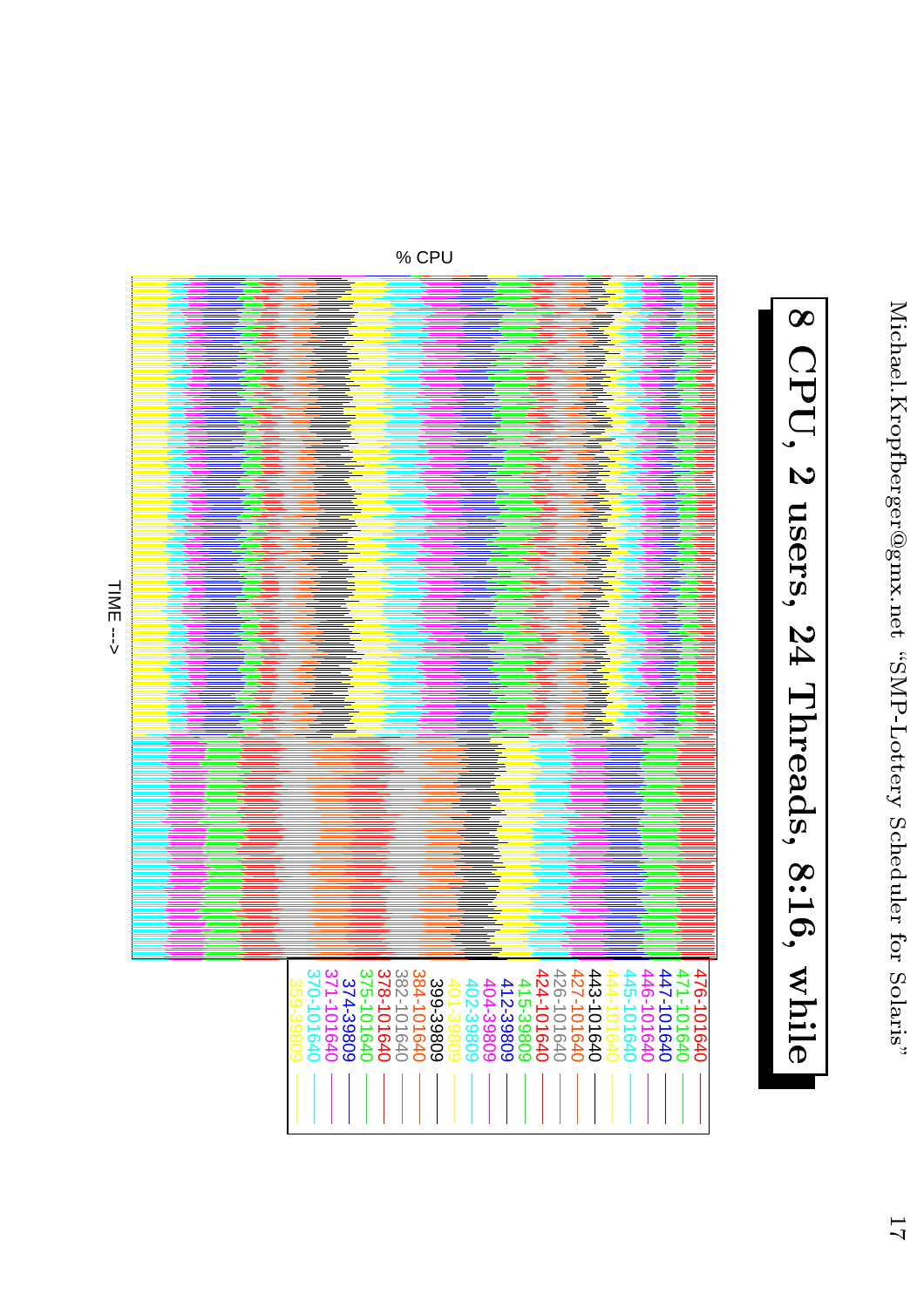# 8 CPU, 2 users, 24 Threads, 8:16, while

% CPU

TIME --->

476-101640
471-101640
447-101640
446-101640
445-101640
444-101640
443-101640
427-101640
426-101640
424-101640
415-39809
412-39809
404-39809
402-39809
401-39809
399-39809
384-101640
382-101640
378-101640
375-101640
374-39809
371-101640
370-101640
359-39809